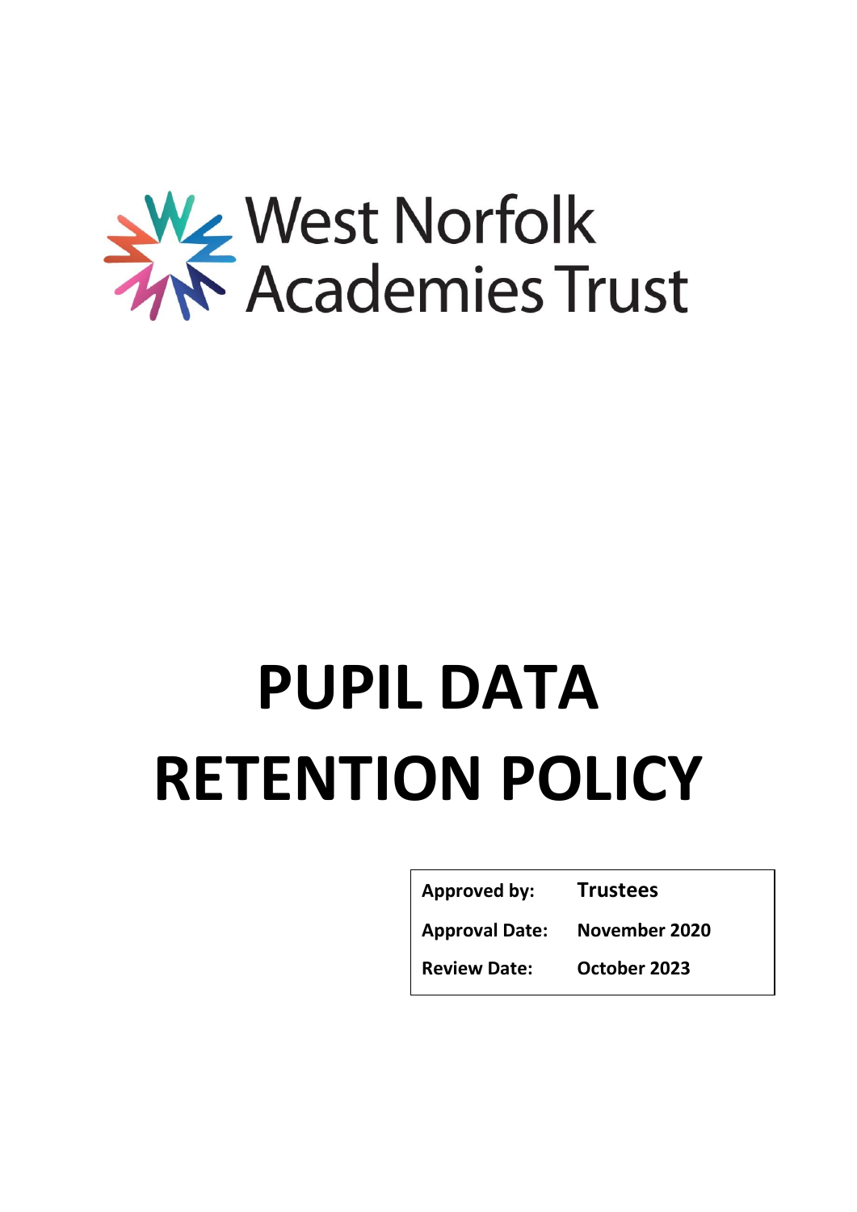West Norfolk Academies Trust

# PUPIL DATA RETENTION POLICY

| Approved by: | Trustees |
| --- | --- |
| Approval Date: | November 2020 |
| Review Date: | October 2023 |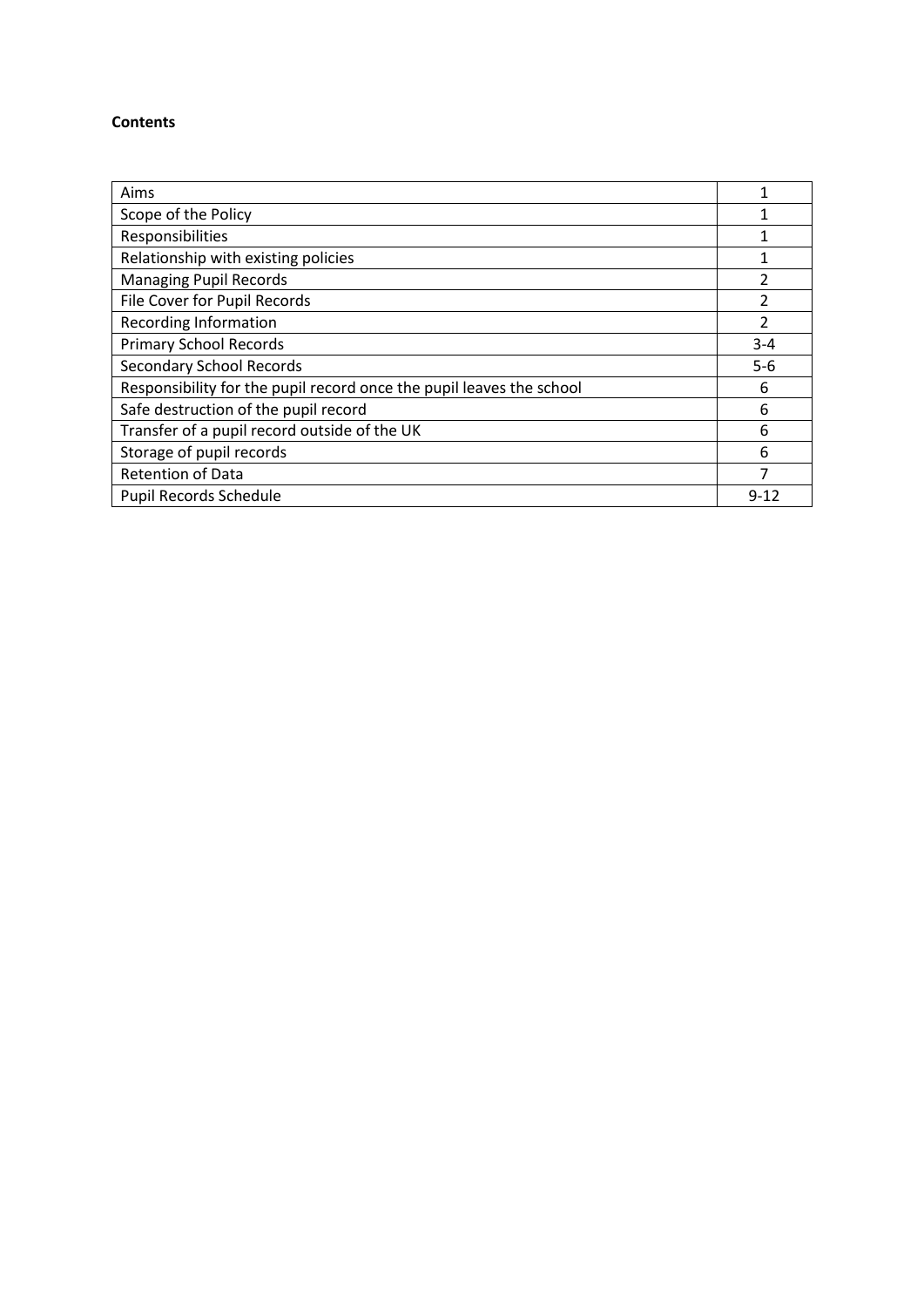**Contents**

| | |
|---|---|
| Aims | 1 |
| Scope of the Policy | 1 |
| Responsibilities | 1 |
| Relationship with existing policies | 1 |
| Managing Pupil Records | 2 |
| File Cover for Pupil Records | 2 |
| Recording Information | 2 |
| Primary School Records | 3-4 |
| Secondary School Records | 5-6 |
| Responsibility for the pupil record once the pupil leaves the school | 6 |
| Safe destruction of the pupil record | 6 |
| Transfer of a pupil record outside of the UK | 6 |
| Storage of pupil records | 6 |
| Retention of Data | 7 |
| Pupil Records Schedule | 9-12 |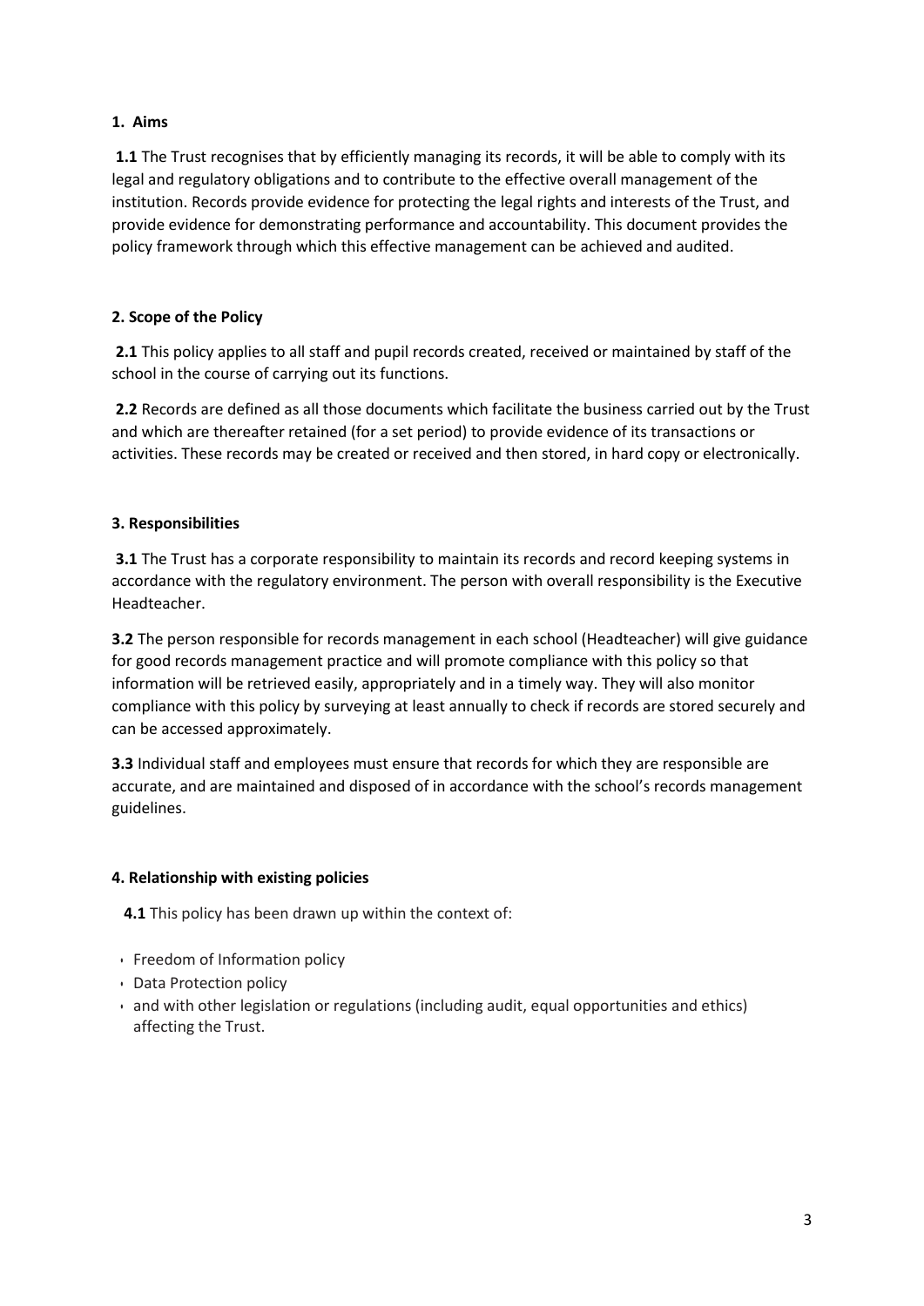**1. Aims**

**1.1** The Trust recognises that by efficiently managing its records, it will be able to comply with its legal and regulatory obligations and to contribute to the effective overall management of the institution. Records provide evidence for protecting the legal rights and interests of the Trust, and provide evidence for demonstrating performance and accountability. This document provides the policy framework through which this effective management can be achieved and audited.

**2. Scope of the Policy**

**2.1** This policy applies to all staff and pupil records created, received or maintained by staff of the school in the course of carrying out its functions.

**2.2** Records are defined as all those documents which facilitate the business carried out by the Trust and which are thereafter retained (for a set period) to provide evidence of its transactions or activities. These records may be created or received and then stored, in hard copy or electronically.

**3. Responsibilities**

**3.1** The Trust has a corporate responsibility to maintain its records and record keeping systems in accordance with the regulatory environment. The person with overall responsibility is the Executive Headteacher.

**3.2** The person responsible for records management in each school (Headteacher) will give guidance for good records management practice and will promote compliance with this policy so that information will be retrieved easily, appropriately and in a timely way. They will also monitor compliance with this policy by surveying at least annually to check if records are stored securely and can be accessed approximately.

**3.3** Individual staff and employees must ensure that records for which they are responsible are accurate, and are maintained and disposed of in accordance with the school's records management guidelines.

**4. Relationship with existing policies**

**4.1** This policy has been drawn up within the context of:

- Freedom of Information policy
- Data Protection policy
- and with other legislation or regulations (including audit, equal opportunities and ethics) affecting the Trust.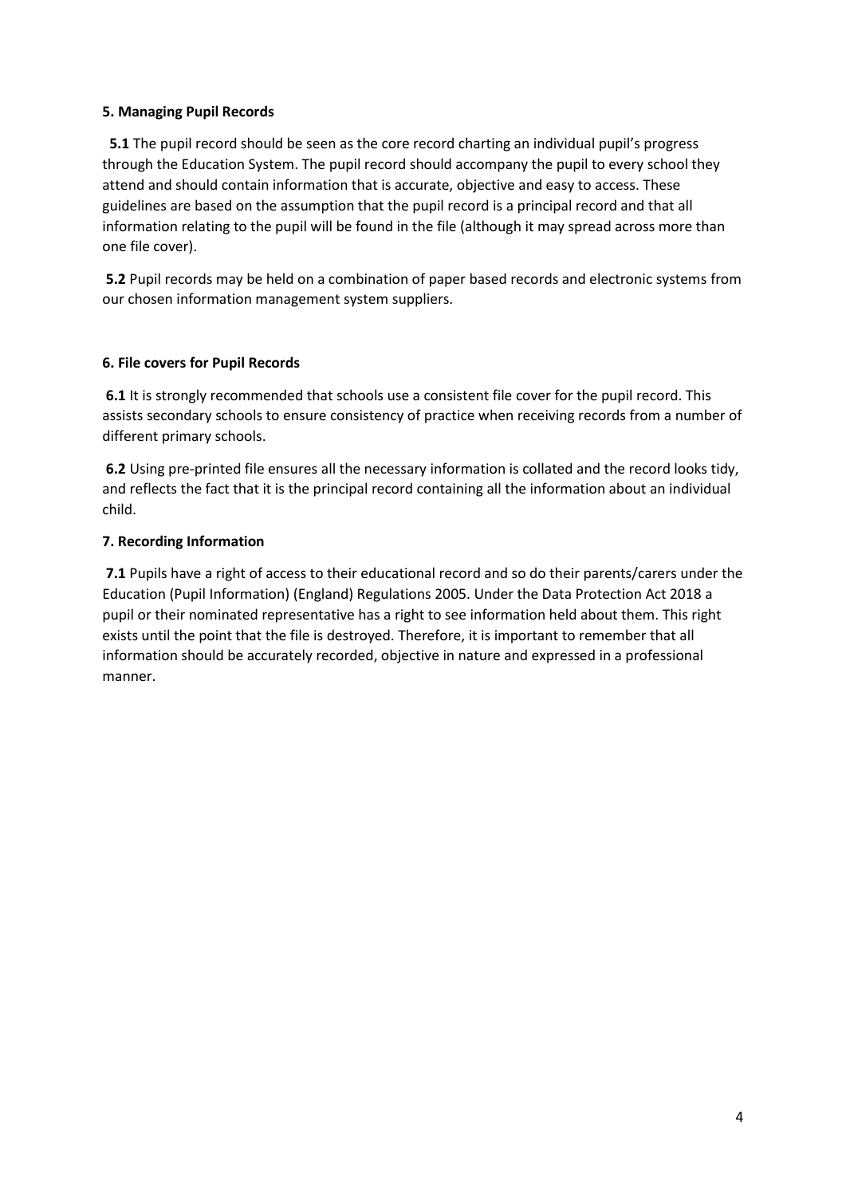### 5. Managing Pupil Records

**5.1** The pupil record should be seen as the core record charting an individual pupil's progress through the Education System. The pupil record should accompany the pupil to every school they attend and should contain information that is accurate, objective and easy to access. These guidelines are based on the assumption that the pupil record is a principal record and that all information relating to the pupil will be found in the file (although it may spread across more than one file cover).

**5.2** Pupil records may be held on a combination of paper based records and electronic systems from our chosen information management system suppliers.

### 6. File covers for Pupil Records

**6.1** It is strongly recommended that schools use a consistent file cover for the pupil record. This assists secondary schools to ensure consistency of practice when receiving records from a number of different primary schools.

**6.2** Using pre-printed file ensures all the necessary information is collated and the record looks tidy, and reflects the fact that it is the principal record containing all the information about an individual child.

### 7. Recording Information

**7.1** Pupils have a right of access to their educational record and so do their parents/carers under the Education (Pupil Information) (England) Regulations 2005. Under the Data Protection Act 2018 a pupil or their nominated representative has a right to see information held about them. This right exists until the point that the file is destroyed. Therefore, it is important to remember that all information should be accurately recorded, objective in nature and expressed in a professional manner.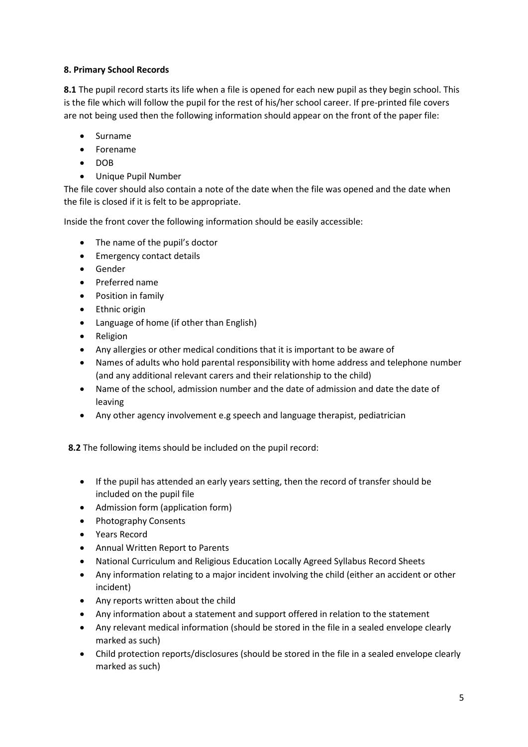**8. Primary School Records**

**8.1** The pupil record starts its life when a file is opened for each new pupil as they begin school. This is the file which will follow the pupil for the rest of his/her school career. If pre-printed file covers are not being used then the following information should appear on the front of the paper file:

- Surname
- Forename
- DOB
- Unique Pupil Number

The file cover should also contain a note of the date when the file was opened and the date when the file is closed if it is felt to be appropriate.

Inside the front cover the following information should be easily accessible:

- The name of the pupil's doctor
- Emergency contact details
- Gender
- Preferred name
- Position in family
- Ethnic origin
- Language of home (if other than English)
- Religion
- Any allergies or other medical conditions that it is important to be aware of
- Names of adults who hold parental responsibility with home address and telephone number (and any additional relevant carers and their relationship to the child)
- Name of the school, admission number and the date of admission and date the date of leaving
- Any other agency involvement e.g speech and language therapist, pediatrician

**8.2** The following items should be included on the pupil record:

- If the pupil has attended an early years setting, then the record of transfer should be included on the pupil file
- Admission form (application form)
- Photography Consents
- Years Record
- Annual Written Report to Parents
- National Curriculum and Religious Education Locally Agreed Syllabus Record Sheets
- Any information relating to a major incident involving the child (either an accident or other incident)
- Any reports written about the child
- Any information about a statement and support offered in relation to the statement
- Any relevant medical information (should be stored in the file in a sealed envelope clearly marked as such)
- Child protection reports/disclosures (should be stored in the file in a sealed envelope clearly marked as such)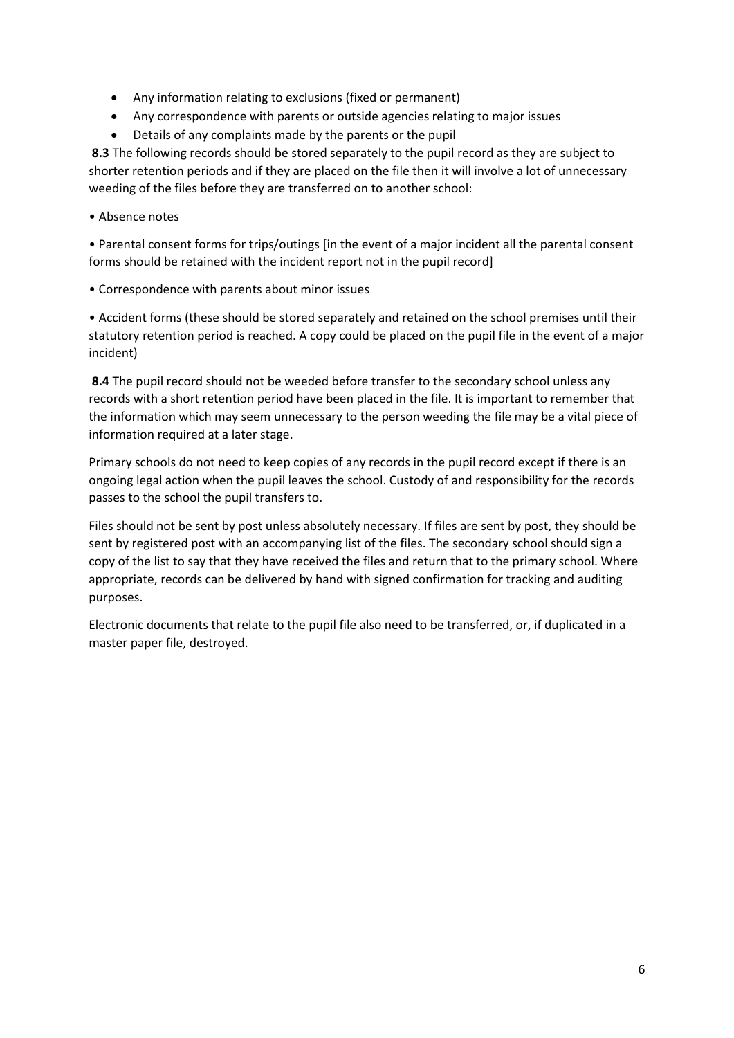- Any information relating to exclusions (fixed or permanent)
- Any correspondence with parents or outside agencies relating to major issues
- Details of any complaints made by the parents or the pupil

**8.3** The following records should be stored separately to the pupil record as they are subject to shorter retention periods and if they are placed on the file then it will involve a lot of unnecessary weeding of the files before they are transferred on to another school:

- Absence notes
- Parental consent forms for trips/outings [in the event of a major incident all the parental consent forms should be retained with the incident report not in the pupil record]
- Correspondence with parents about minor issues
- Accident forms (these should be stored separately and retained on the school premises until their statutory retention period is reached. A copy could be placed on the pupil file in the event of a major incident)

**8.4** The pupil record should not be weeded before transfer to the secondary school unless any records with a short retention period have been placed in the file. It is important to remember that the information which may seem unnecessary to the person weeding the file may be a vital piece of information required at a later stage.

Primary schools do not need to keep copies of any records in the pupil record except if there is an ongoing legal action when the pupil leaves the school. Custody of and responsibility for the records passes to the school the pupil transfers to.

Files should not be sent by post unless absolutely necessary. If files are sent by post, they should be sent by registered post with an accompanying list of the files. The secondary school should sign a copy of the list to say that they have received the files and return that to the primary school. Where appropriate, records can be delivered by hand with signed confirmation for tracking and auditing purposes.

Electronic documents that relate to the pupil file also need to be transferred, or, if duplicated in a master paper file, destroyed.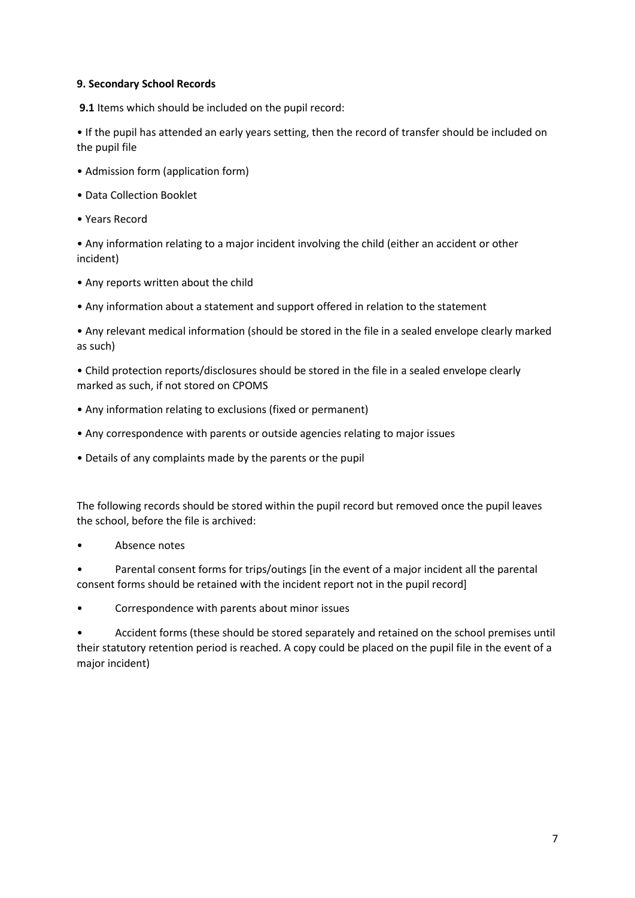**9. Secondary School Records**

**9.1** Items which should be included on the pupil record:

- If the pupil has attended an early years setting, then the record of transfer should be included on the pupil file
- Admission form (application form)
- Data Collection Booklet
- Years Record
- Any information relating to a major incident involving the child (either an accident or other incident)
- Any reports written about the child
- Any information about a statement and support offered in relation to the statement
- Any relevant medical information (should be stored in the file in a sealed envelope clearly marked as such)
- Child protection reports/disclosures should be stored in the file in a sealed envelope clearly marked as such, if not stored on CPOMS
- Any information relating to exclusions (fixed or permanent)
- Any correspondence with parents or outside agencies relating to major issues
- Details of any complaints made by the parents or the pupil

The following records should be stored within the pupil record but removed once the pupil leaves the school, before the file is archived:

- Absence notes
- Parental consent forms for trips/outings [in the event of a major incident all the parental consent forms should be retained with the incident report not in the pupil record]
- Correspondence with parents about minor issues
- Accident forms (these should be stored separately and retained on the school premises until their statutory retention period is reached. A copy could be placed on the pupil file in the event of a major incident)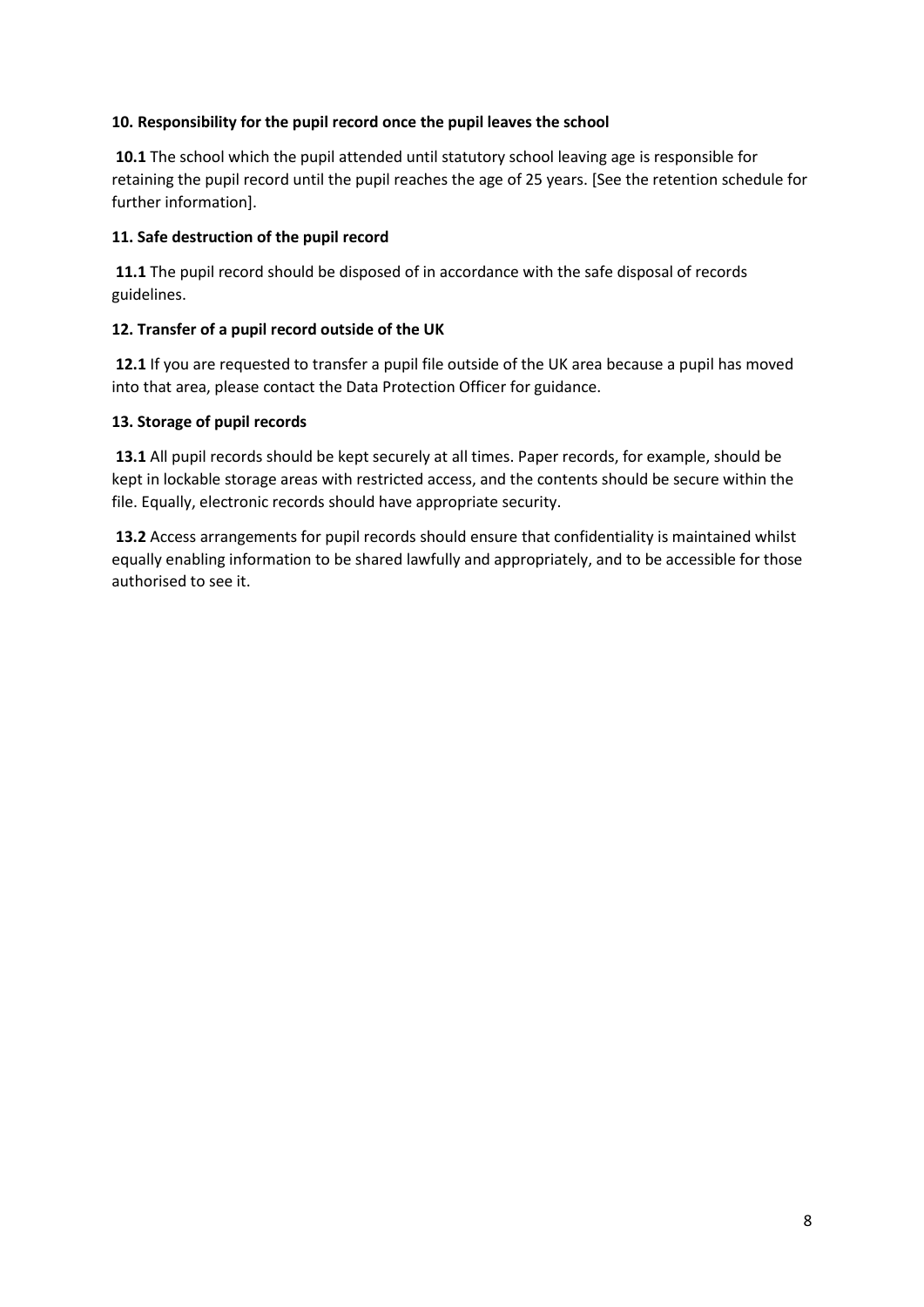**10. Responsibility for the pupil record once the pupil leaves the school**

**10.1** The school which the pupil attended until statutory school leaving age is responsible for retaining the pupil record until the pupil reaches the age of 25 years. [See the retention schedule for further information].

**11. Safe destruction of the pupil record**

**11.1** The pupil record should be disposed of in accordance with the safe disposal of records guidelines.

**12. Transfer of a pupil record outside of the UK**

**12.1** If you are requested to transfer a pupil file outside of the UK area because a pupil has moved into that area, please contact the Data Protection Officer for guidance.

**13. Storage of pupil records**

**13.1** All pupil records should be kept securely at all times. Paper records, for example, should be kept in lockable storage areas with restricted access, and the contents should be secure within the file. Equally, electronic records should have appropriate security.

**13.2** Access arrangements for pupil records should ensure that confidentiality is maintained whilst equally enabling information to be shared lawfully and appropriately, and to be accessible for those authorised to see it.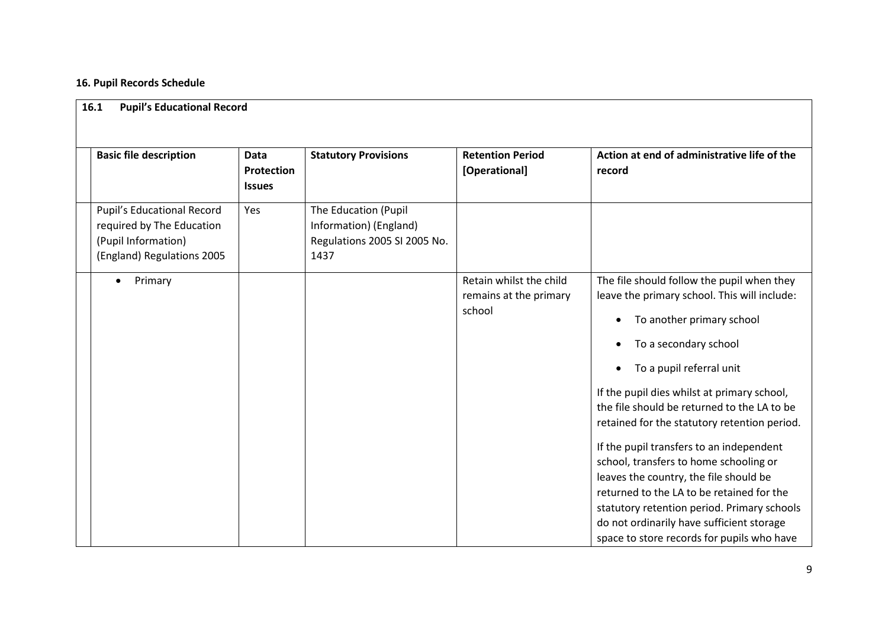**16. Pupil Records Schedule**

| **16.1 Pupil's Educational Record** | | | | | |
|---|---|---|---|---|---|
| | **Basic file description** | **Data Protection Issues** | **Statutory Provisions** | **Retention Period [Operational]** | **Action at end of administrative life of the record** |
| | Pupil's Educational Record required by The Education (Pupil Information) (England) Regulations 2005 | Yes | The Education (Pupil Information) (England) Regulations 2005 SI 2005 No. 1437 | | |
| | • Primary | | | Retain whilst the child remains at the primary school | The file should follow the pupil when they leave the primary school. This will include:<br>• To another primary school<br>• To a secondary school<br>• To a pupil referral unit<br><br>If the pupil dies whilst at primary school, the file should be returned to the LA to be retained for the statutory retention period.<br><br>If the pupil transfers to an independent school, transfers to home schooling or leaves the country, the file should be returned to the LA to be retained for the statutory retention period. Primary schools do not ordinarily have sufficient storage space to store records for pupils who have |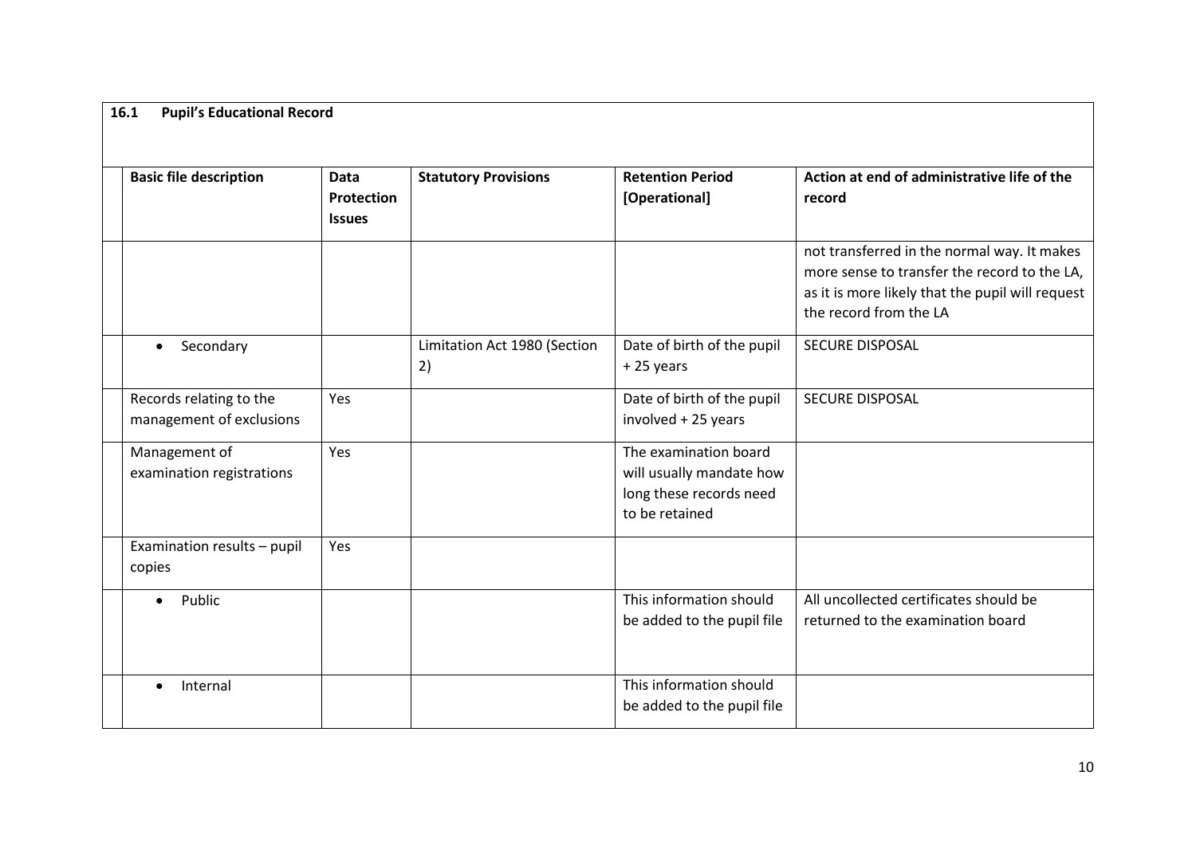| **16.1 Pupil's Educational Record** | | | | | |
|---|---|---|---|---|---|
| | **Basic file description** | **Data Protection Issues** | **Statutory Provisions** | **Retention Period [Operational]** | **Action at end of administrative life of the record** |
| | | | | | not transferred in the normal way. It makes more sense to transfer the record to the LA, as it is more likely that the pupil will request the record from the LA |
| | • Secondary | | Limitation Act 1980 (Section 2) | Date of birth of the pupil + 25 years | SECURE DISPOSAL |
| | Records relating to the management of exclusions | Yes | | Date of birth of the pupil involved + 25 years | SECURE DISPOSAL |
| | Management of examination registrations | Yes | | The examination board will usually mandate how long these records need to be retained | |
| | Examination results – pupil copies | Yes | | | |
| | • Public | | | This information should be added to the pupil file | All uncollected certificates should be returned to the examination board |
| | • Internal | | | This information should be added to the pupil file | |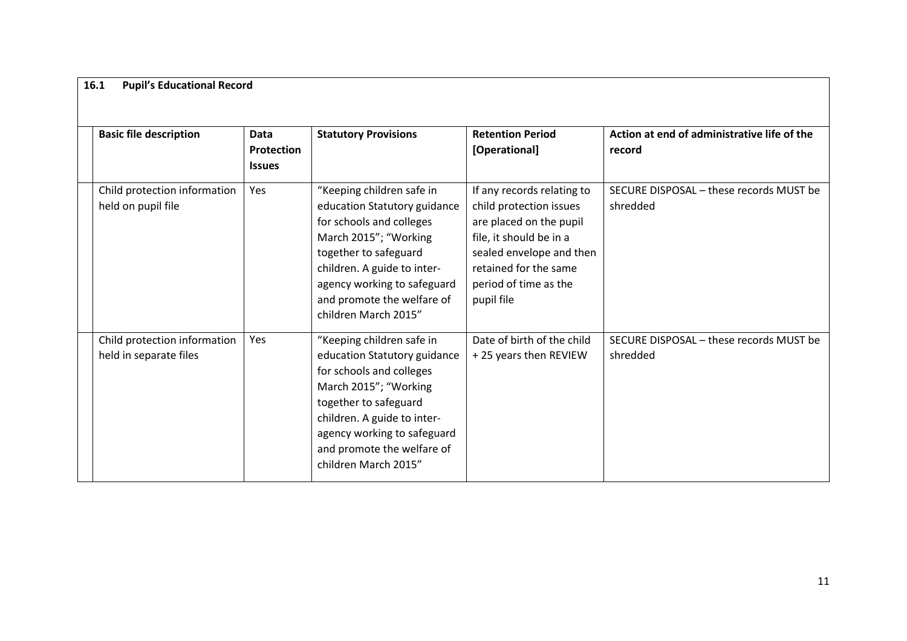### 16.1 Pupil's Educational Record

| Basic file description | Data Protection Issues | Statutory Provisions | Retention Period [Operational] | Action at end of administrative life of the record |
|---|---|---|---|---|
| Child protection information held on pupil file | Yes | "Keeping children safe in education Statutory guidance for schools and colleges March 2015"; "Working together to safeguard children. A guide to inter-agency working to safeguard and promote the welfare of children March 2015" | If any records relating to child protection issues are placed on the pupil file, it should be in a sealed envelope and then retained for the same period of time as the pupil file | SECURE DISPOSAL – these records MUST be shredded |
| Child protection information held in separate files | Yes | "Keeping children safe in education Statutory guidance for schools and colleges March 2015"; "Working together to safeguard children. A guide to inter-agency working to safeguard and promote the welfare of children March 2015" | Date of birth of the child + 25 years then REVIEW | SECURE DISPOSAL – these records MUST be shredded |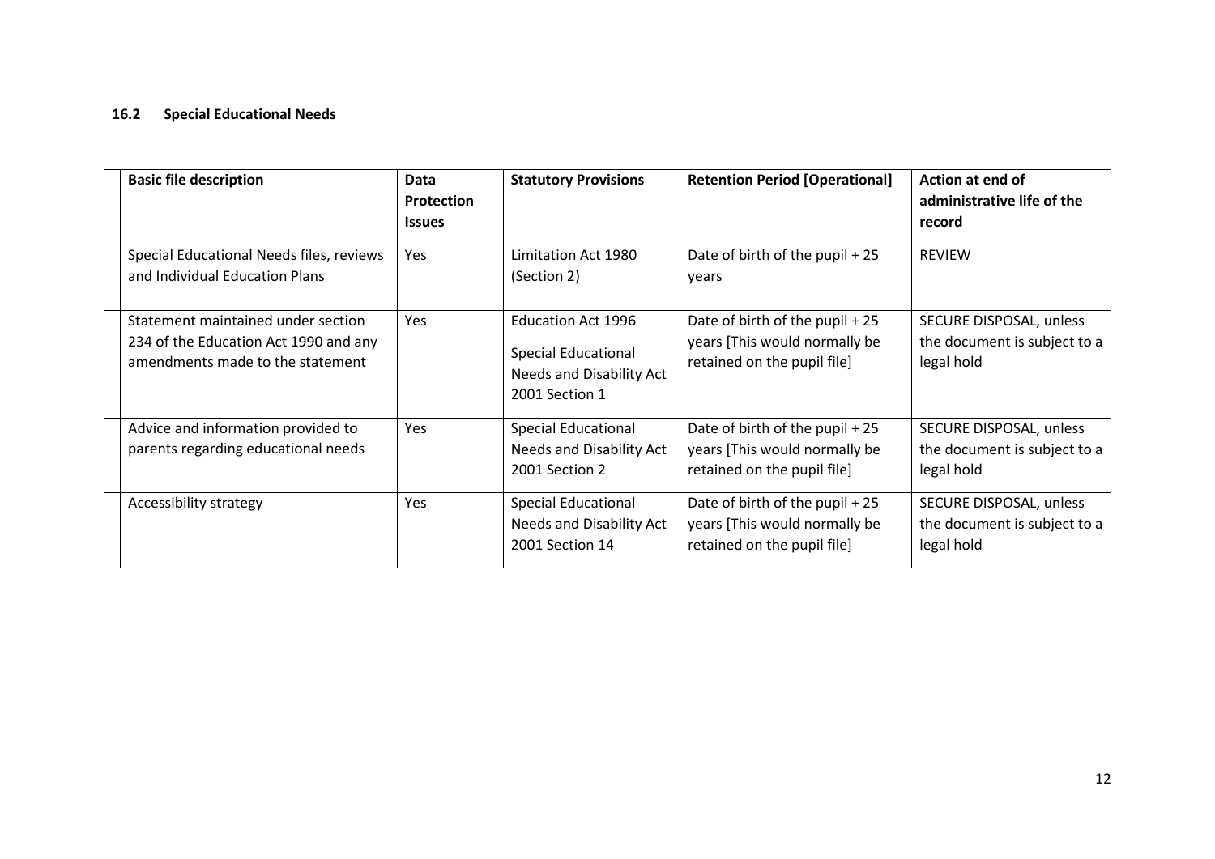### 16.2 Special Educational Needs

| Basic file description | Data Protection Issues | Statutory Provisions | Retention Period [Operational] | Action at end of administrative life of the record |
|---|---|---|---|---|
| Special Educational Needs files, reviews and Individual Education Plans | Yes | Limitation Act 1980 (Section 2) | Date of birth of the pupil + 25 years | REVIEW |
| Statement maintained under section 234 of the Education Act 1990 and any amendments made to the statement | Yes | Education Act 1996 Special Educational Needs and Disability Act 2001 Section 1 | Date of birth of the pupil + 25 years [This would normally be retained on the pupil file] | SECURE DISPOSAL, unless the document is subject to a legal hold |
| Advice and information provided to parents regarding educational needs | Yes | Special Educational Needs and Disability Act 2001 Section 2 | Date of birth of the pupil + 25 years [This would normally be retained on the pupil file] | SECURE DISPOSAL, unless the document is subject to a legal hold |
| Accessibility strategy | Yes | Special Educational Needs and Disability Act 2001 Section 14 | Date of birth of the pupil + 25 years [This would normally be retained on the pupil file] | SECURE DISPOSAL, unless the document is subject to a legal hold |